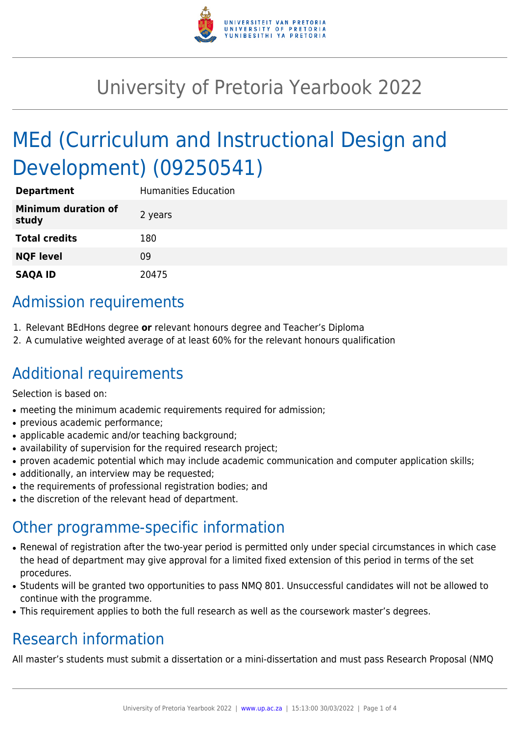# University of Pretoria Yearbook 2022

# MEd (Curriculum and Instructional Design and Development) (09250541)

| **Department** | Humanities Education |
| --- | --- |
| **Minimum duration of study** | 2 years |
| **Total credits** | 180 |
| **NQF level** | 09 |
| **SAQA ID** | 20475 |

## Admission requirements

1. Relevant BEdHons degree **or** relevant honours degree and Teacher's Diploma
2. A cumulative weighted average of at least 60% for the relevant honours qualification

## Additional requirements

Selection is based on:

- meeting the minimum academic requirements required for admission;
- previous academic performance;
- applicable academic and/or teaching background;
- availability of supervision for the required research project;
- proven academic potential which may include academic communication and computer application skills;
- additionally, an interview may be requested;
- the requirements of professional registration bodies; and
- the discretion of the relevant head of department.

## Other programme-specific information

- Renewal of registration after the two-year period is permitted only under special circumstances in which case the head of department may give approval for a limited fixed extension of this period in terms of the set procedures.
- Students will be granted two opportunities to pass NMQ 801. Unsuccessful candidates will not be allowed to continue with the programme.
- This requirement applies to both the full research as well as the coursework master's degrees.

## Research information

All master's students must submit a dissertation or a mini-dissertation and must pass Research Proposal (NMQ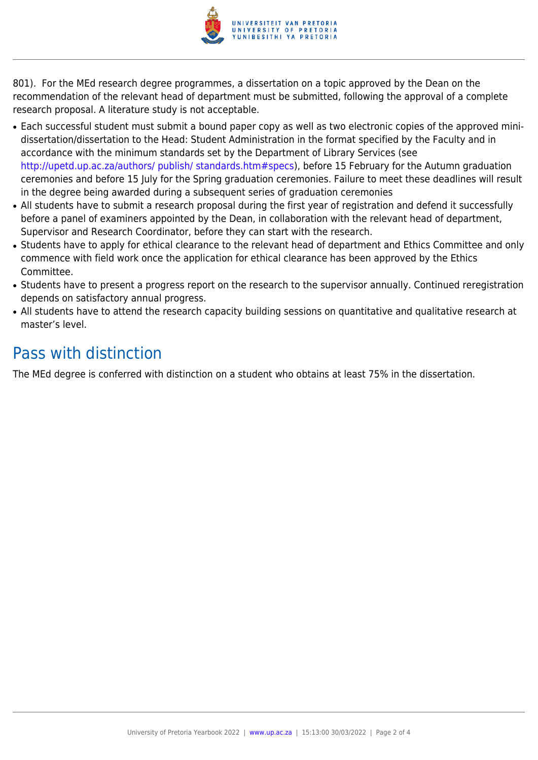801). For the MEd research degree programmes, a dissertation on a topic approved by the Dean on the recommendation of the relevant head of department must be submitted, following the approval of a complete research proposal. A literature study is not acceptable.

- Each successful student must submit a bound paper copy as well as two electronic copies of the approved mini-dissertation/dissertation to the Head: Student Administration in the format specified by the Faculty and in accordance with the minimum standards set by the Department of Library Services (see http://upetd.up.ac.za/authors/ publish/ standards.htm#specs), before 15 February for the Autumn graduation ceremonies and before 15 July for the Spring graduation ceremonies. Failure to meet these deadlines will result in the degree being awarded during a subsequent series of graduation ceremonies
- All students have to submit a research proposal during the first year of registration and defend it successfully before a panel of examiners appointed by the Dean, in collaboration with the relevant head of department, Supervisor and Research Coordinator, before they can start with the research.
- Students have to apply for ethical clearance to the relevant head of department and Ethics Committee and only commence with field work once the application for ethical clearance has been approved by the Ethics Committee.
- Students have to present a progress report on the research to the supervisor annually. Continued reregistration depends on satisfactory annual progress.
- All students have to attend the research capacity building sessions on quantitative and qualitative research at master's level.

## Pass with distinction

The MEd degree is conferred with distinction on a student who obtains at least 75% in the dissertation.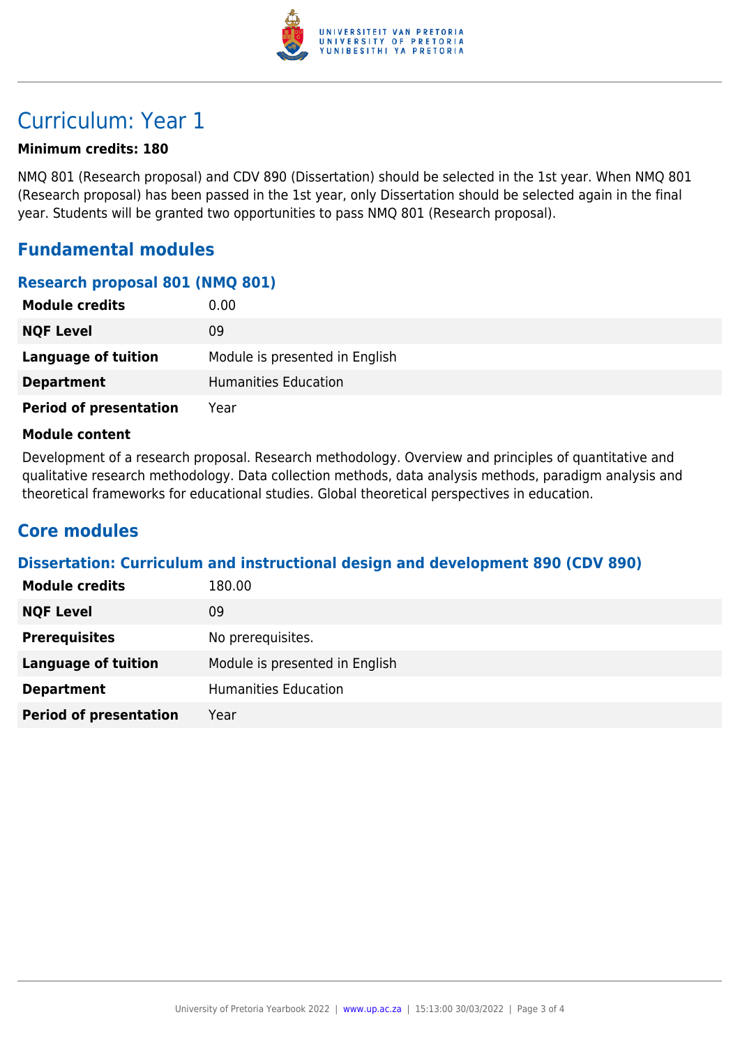# Curriculum: Year 1

**Minimum credits: 180**

NMQ 801 (Research proposal) and CDV 890 (Dissertation) should be selected in the 1st year. When NMQ 801 (Research proposal) has been passed in the 1st year, only Dissertation should be selected again in the final year. Students will be granted two opportunities to pass NMQ 801 (Research proposal).

## Fundamental modules

### Research proposal 801 (NMQ 801)

| | |
|---|---|
| **Module credits** | 0.00 |
| **NQF Level** | 09 |
| **Language of tuition** | Module is presented in English |
| **Department** | Humanities Education |
| **Period of presentation** | Year |

**Module content**

Development of a research proposal. Research methodology. Overview and principles of quantitative and qualitative research methodology. Data collection methods, data analysis methods, paradigm analysis and theoretical frameworks for educational studies. Global theoretical perspectives in education.

## Core modules

### Dissertation: Curriculum and instructional design and development 890 (CDV 890)

| | |
|---|---|
| **Module credits** | 180.00 |
| **NQF Level** | 09 |
| **Prerequisites** | No prerequisites. |
| **Language of tuition** | Module is presented in English |
| **Department** | Humanities Education |
| **Period of presentation** | Year |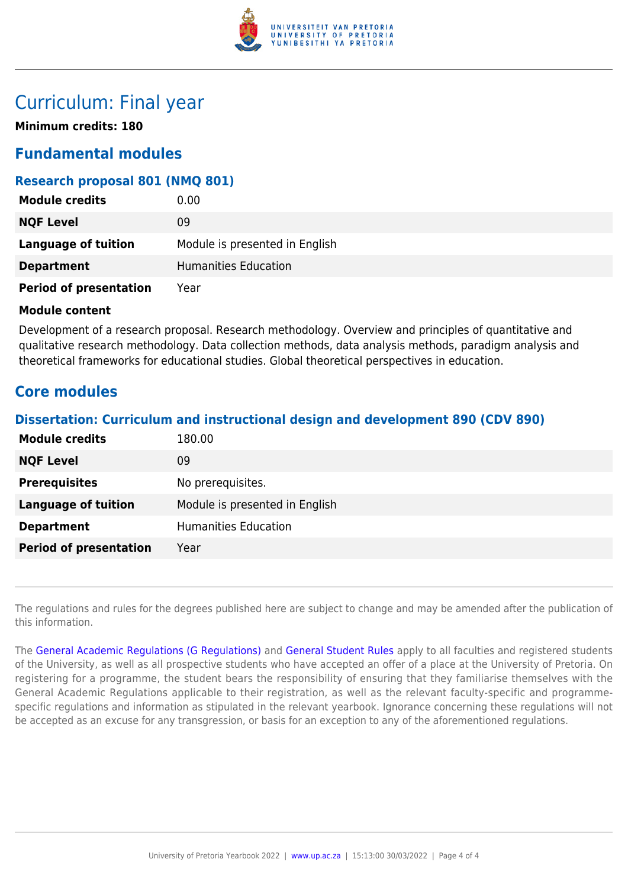# Curriculum: Final year

**Minimum credits: 180**

## Fundamental modules

### Research proposal 801 (NMQ 801)

| | |
|---|---|
| **Module credits** | 0.00 |
| **NQF Level** | 09 |
| **Language of tuition** | Module is presented in English |
| **Department** | Humanities Education |
| **Period of presentation** | Year |

**Module content**

Development of a research proposal. Research methodology. Overview and principles of quantitative and qualitative research methodology. Data collection methods, data analysis methods, paradigm analysis and theoretical frameworks for educational studies. Global theoretical perspectives in education.

## Core modules

### Dissertation: Curriculum and instructional design and development 890 (CDV 890)

| | |
|---|---|
| **Module credits** | 180.00 |
| **NQF Level** | 09 |
| **Prerequisites** | No prerequisites. |
| **Language of tuition** | Module is presented in English |
| **Department** | Humanities Education |
| **Period of presentation** | Year |

The regulations and rules for the degrees published here are subject to change and may be amended after the publication of this information.

The General Academic Regulations (G Regulations) and General Student Rules apply to all faculties and registered students of the University, as well as all prospective students who have accepted an offer of a place at the University of Pretoria. On registering for a programme, the student bears the responsibility of ensuring that they familiarise themselves with the General Academic Regulations applicable to their registration, as well as the relevant faculty-specific and programme-specific regulations and information as stipulated in the relevant yearbook. Ignorance concerning these regulations will not be accepted as an excuse for any transgression, or basis for an exception to any of the aforementioned regulations.